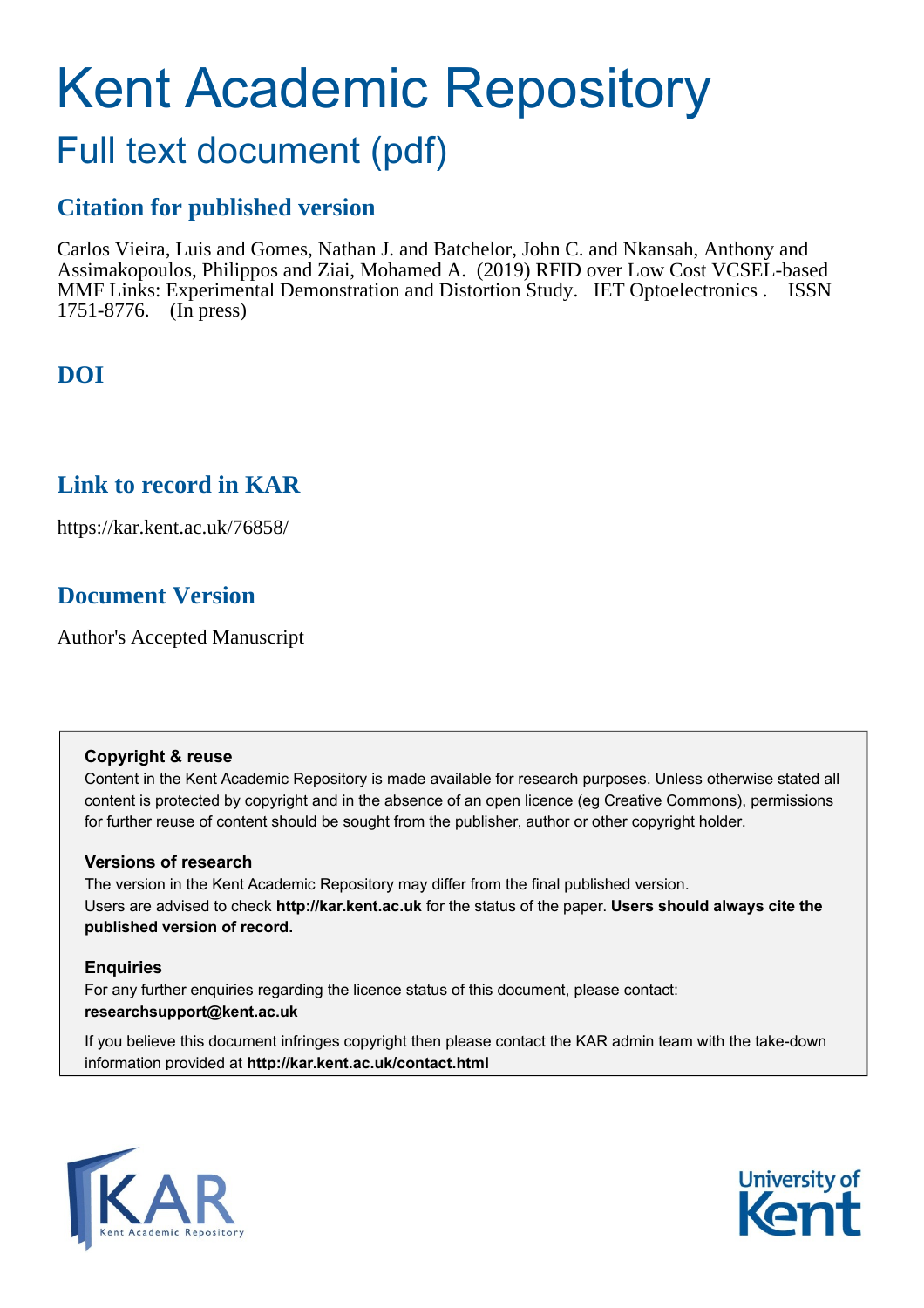# Kent Academic Repository

## Full text document (pdf)

## Citation for published version

Carlos Vieira, Luis and Gomes, Nathan J. and Batchelor, John C. and Nkansah, Anthony and Assimakopoulos, Philippos and Ziai, Mohamed A. (2019) RFID over Low Cost VCSEL-based MMF Links: Experimental Demonstration and Distortion Study. IET Optoelectronics . ISSN 1751-8776. (In press)

## DOI

## Link to record in KAR

https://kar.kent.ac.uk/76858/

## Document Version

Author's Accepted Manuscript

### Copyright & reuse

Content in the Kent Academic Repository is made available for research purposes. Unless otherwise stated all content is protected by copyright and in the absence of an open licence (eg Creative Commons), permissions for further reuse of content should be sought from the publisher, author or other copyright holder.

### Versions of research

The version in the Kent Academic Repository may differ from the final published version. Users are advised to check **http://kar.kent.ac.uk** for the status of the paper. **Users should always cite the published version of record.**

### Enquiries

For any further enquiries regarding the licence status of this document, please contact: **researchsupport@kent.ac.uk**

If you believe this document infringes copyright then please contact the KAR admin team with the take-down information provided at **http://kar.kent.ac.uk/contact.html**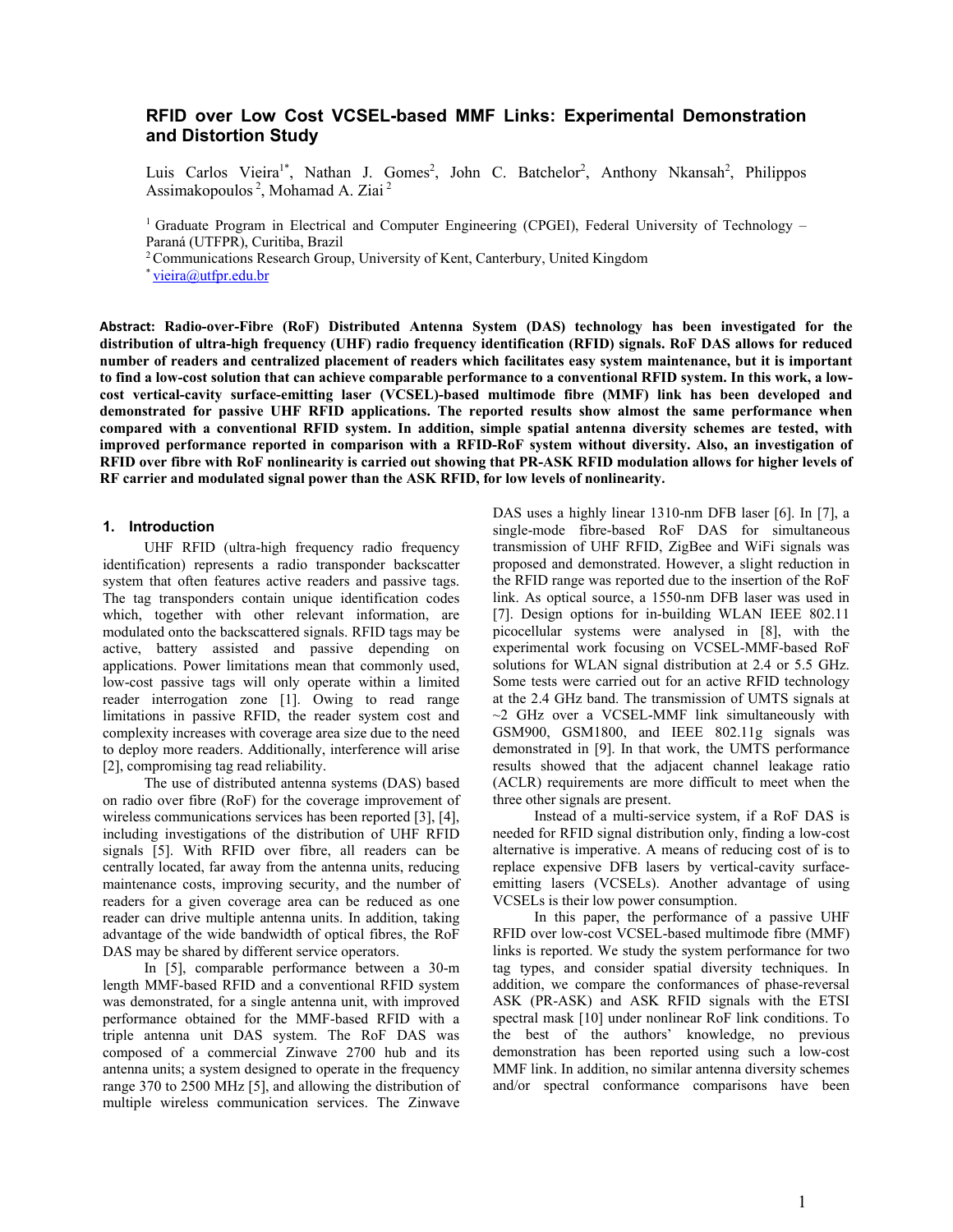# RFID over Low Cost VCSEL-based MMF Links: Experimental Demonstration and Distortion Study

Luis Carlos Vieira[1*], Nathan J. Gomes[2], John C. Batchelor[2], Anthony Nkansah[2], Philippos Assimakopoulos[2], Mohamad A. Ziai[2]

[1] Graduate Program in Electrical and Computer Engineering (CPGEI), Federal University of Technology – Paraná (UTFPR), Curitiba, Brazil

[2] Communications Research Group, University of Kent, Canterbury, United Kingdom

[*] vieira@utfpr.edu.br

**Abstract: Radio-over-Fibre (RoF) Distributed Antenna System (DAS) technology has been investigated for the distribution of ultra-high frequency (UHF) radio frequency identification (RFID) signals. RoF DAS allows for reduced number of readers and centralized placement of readers which facilitates easy system maintenance, but it is important to find a low-cost solution that can achieve comparable performance to a conventional RFID system. In this work, a low-cost vertical-cavity surface-emitting laser (VCSEL)-based multimode fibre (MMF) link has been developed and demonstrated for passive UHF RFID applications. The reported results show almost the same performance when compared with a conventional RFID system. In addition, simple spatial antenna diversity schemes are tested, with improved performance reported in comparison with a RFID-RoF system without diversity. Also, an investigation of RFID over fibre with RoF nonlinearity is carried out showing that PR-ASK RFID modulation allows for higher levels of RF carrier and modulated signal power than the ASK RFID, for low levels of nonlinearity.**

## 1. Introduction

UHF RFID (ultra-high frequency radio frequency identification) represents a radio transponder backscatter system that often features active readers and passive tags. The tag transponders contain unique identification codes which, together with other relevant information, are modulated onto the backscattered signals. RFID tags may be active, battery assisted and passive depending on applications. Power limitations mean that commonly used, low-cost passive tags will only operate within a limited reader interrogation zone [1]. Owing to read range limitations in passive RFID, the reader system cost and complexity increases with coverage area size due to the need to deploy more readers. Additionally, interference will arise [2], compromising tag read reliability.

The use of distributed antenna systems (DAS) based on radio over fibre (RoF) for the coverage improvement of wireless communications services has been reported [3], [4], including investigations of the distribution of UHF RFID signals [5]. With RFID over fibre, all readers can be centrally located, far away from the antenna units, reducing maintenance costs, improving security, and the number of readers for a given coverage area can be reduced as one reader can drive multiple antenna units. In addition, taking advantage of the wide bandwidth of optical fibres, the RoF DAS may be shared by different service operators.

In [5], comparable performance between a 30-m length MMF-based RFID and a conventional RFID system was demonstrated, for a single antenna unit, with improved performance obtained for the MMF-based RFID with a triple antenna unit DAS system. The RoF DAS was composed of a commercial Zinwave 2700 hub and its antenna units; a system designed to operate in the frequency range 370 to 2500 MHz [5], and allowing the distribution of multiple wireless communication services. The Zinwave DAS uses a highly linear 1310-nm DFB laser [6]. In [7], a single-mode fibre-based RoF DAS for simultaneous transmission of UHF RFID, ZigBee and WiFi signals was proposed and demonstrated. However, a slight reduction in the RFID range was reported due to the insertion of the RoF link. As optical source, a 1550-nm DFB laser was used in [7]. Design options for in-building WLAN IEEE 802.11 picocellular systems were analysed in [8], with the experimental work focusing on VCSEL-MMF-based RoF solutions for WLAN signal distribution at 2.4 or 5.5 GHz. Some tests were carried out for an active RFID technology at the 2.4 GHz band. The transmission of UMTS signals at ~2 GHz over a VCSEL-MMF link simultaneously with GSM900, GSM1800, and IEEE 802.11g signals was demonstrated in [9]. In that work, the UMTS performance results showed that the adjacent channel leakage ratio (ACLR) requirements are more difficult to meet when the three other signals are present.

Instead of a multi-service system, if a RoF DAS is needed for RFID signal distribution only, finding a low-cost alternative is imperative. A means of reducing cost of is to replace expensive DFB lasers by vertical-cavity surface-emitting lasers (VCSELs). Another advantage of using VCSELs is their low power consumption.

In this paper, the performance of a passive UHF RFID over low-cost VCSEL-based multimode fibre (MMF) links is reported. We study the system performance for two tag types, and consider spatial diversity techniques. In addition, we compare the conformances of phase-reversal ASK (PR-ASK) and ASK RFID signals with the ETSI spectral mask [10] under nonlinear RoF link conditions. To the best of the authors' knowledge, no previous demonstration has been reported using such a low-cost MMF link. In addition, no similar antenna diversity schemes and/or spectral conformance comparisons have been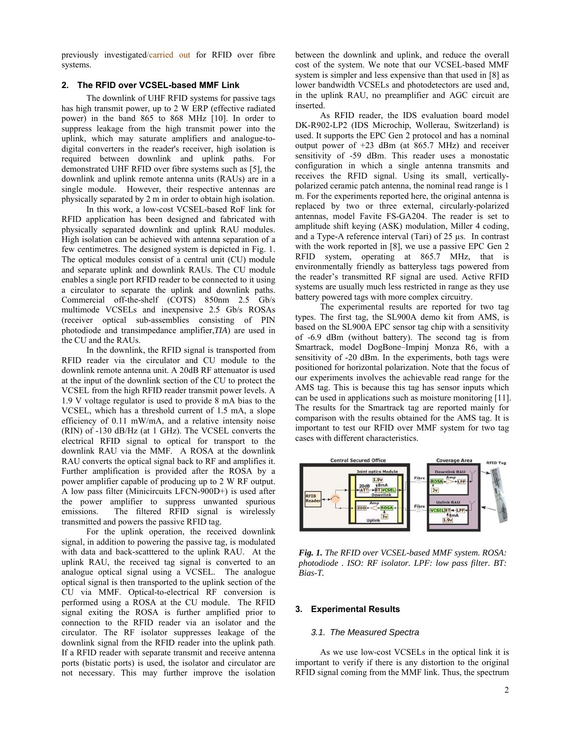previously investigated/carried out for RFID over fibre systems.

## 2. The RFID over VCSEL-based MMF Link

The downlink of UHF RFID systems for passive tags has high transmit power, up to 2 W ERP (effective radiated power) in the band 865 to 868 MHz [10]. In order to suppress leakage from the high transmit power into the uplink, which may saturate amplifiers and analogue-to-digital converters in the reader's receiver, high isolation is required between downlink and uplink paths. For demonstrated UHF RFID over fibre systems such as [5], the downlink and uplink remote antenna units (RAUs) are in a single module. However, their respective antennas are physically separated by 2 m in order to obtain high isolation.

In this work, a low-cost VCSEL-based RoF link for RFID application has been designed and fabricated with physically separated downlink and uplink RAU modules. High isolation can be achieved with antenna separation of a few centimetres. The designed system is depicted in Fig. 1. The optical modules consist of a central unit (CU) module and separate uplink and downlink RAUs. The CU module enables a single port RFID reader to be connected to it using a circulator to separate the uplink and downlink paths. Commercial off-the-shelf (COTS) 850nm 2.5 Gb/s multimode VCSELs and inexpensive 2.5 Gb/s ROSAs (receiver optical sub-assemblies consisting of PIN photodiode and transimpedance amplifier,*TIA*) are used in the CU and the RAUs.

In the downlink, the RFID signal is transported from RFID reader via the circulator and CU module to the downlink remote antenna unit. A 20dB RF attenuator is used at the input of the downlink section of the CU to protect the VCSEL from the high RFID reader transmit power levels. A 1.9 V voltage regulator is used to provide 8 mA bias to the VCSEL, which has a threshold current of 1.5 mA, a slope efficiency of 0.11 mW/mA, and a relative intensity noise (RIN) of -130 dB/Hz (at 1 GHz). The VCSEL converts the electrical RFID signal to optical for transport to the downlink RAU via the MMF. A ROSA at the downlink RAU converts the optical signal back to RF and amplifies it. Further amplification is provided after the ROSA by a power amplifier capable of producing up to 2 W RF output. A low pass filter (Minicircuits LFCN-900D+) is used after the power amplifier to suppress unwanted spurious emissions. The filtered RFID signal is wirelessly transmitted and powers the passive RFID tag.

For the uplink operation, the received downlink signal, in addition to powering the passive tag, is modulated with data and back-scattered to the uplink RAU. At the uplink RAU, the received tag signal is converted to an analogue optical signal using a VCSEL. The analogue optical signal is then transported to the uplink section of the CU via MMF. Optical-to-electrical RF conversion is performed using a ROSA at the CU module. The RFID signal exiting the ROSA is further amplified prior to connection to the RFID reader via an isolator and the circulator. The RF isolator suppresses leakage of the downlink signal from the RFID reader into the uplink path. If a RFID reader with separate transmit and receive antenna ports (bistatic ports) is used, the isolator and circulator are not necessary. This may further improve the isolation between the downlink and uplink, and reduce the overall cost of the system. We note that our VCSEL-based MMF system is simpler and less expensive than that used in [8] as lower bandwidth VCSELs and photodetectors are used and, in the uplink RAU, no preamplifier and AGC circuit are inserted.

As RFID reader, the IDS evaluation board model DK-R902-LP2 (IDS Microchip, Wollerau, Switzerland) is used. It supports the EPC Gen 2 protocol and has a nominal output power of +23 dBm (at 865.7 MHz) and receiver sensitivity of -59 dBm. This reader uses a monostatic configuration in which a single antenna transmits and receives the RFID signal. Using its small, vertically-polarized ceramic patch antenna, the nominal read range is 1 m. For the experiments reported here, the original antenna is replaced by two or three external, circularly-polarized antennas, model Favite FS-GA204. The reader is set to amplitude shift keying (ASK) modulation, Miller 4 coding, and a Type-A reference interval (Tari) of 25 µs. In contrast with the work reported in [8], we use a passive EPC Gen 2 RFID system, operating at 865.7 MHz, that is environmentally friendly as batteryless tags powered from the reader's transmitted RF signal are used. Active RFID systems are usually much less restricted in range as they use battery powered tags with more complex circuitry.

The experimental results are reported for two tag types. The first tag, the SL900A demo kit from AMS, is based on the SL900A EPC sensor tag chip with a sensitivity of -6.9 dBm (without battery). The second tag is from Smartrack, model DogBone–Impinj Monza R6, with a sensitivity of -20 dBm. In the experiments, both tags were positioned for horizontal polarization. Note that the focus of our experiments involves the achievable read range for the AMS tag. This is because this tag has sensor inputs which can be used in applications such as moisture monitoring [11]. The results for the Smartrack tag are reported mainly for comparison with the results obtained for the AMS tag. It is important to test our RFID over MMF system for two tag cases with different characteristics.

*Fig. 1. The RFID over VCSEL-based MMF system. ROSA: photodiode . ISO: RF isolator. LPF: low pass filter. BT: Bias-T.*

## 3. Experimental Results

### 3.1. The Measured Spectra

As we use low-cost VCSELs in the optical link it is important to verify if there is any distortion to the original RFID signal coming from the MMF link. Thus, the spectrum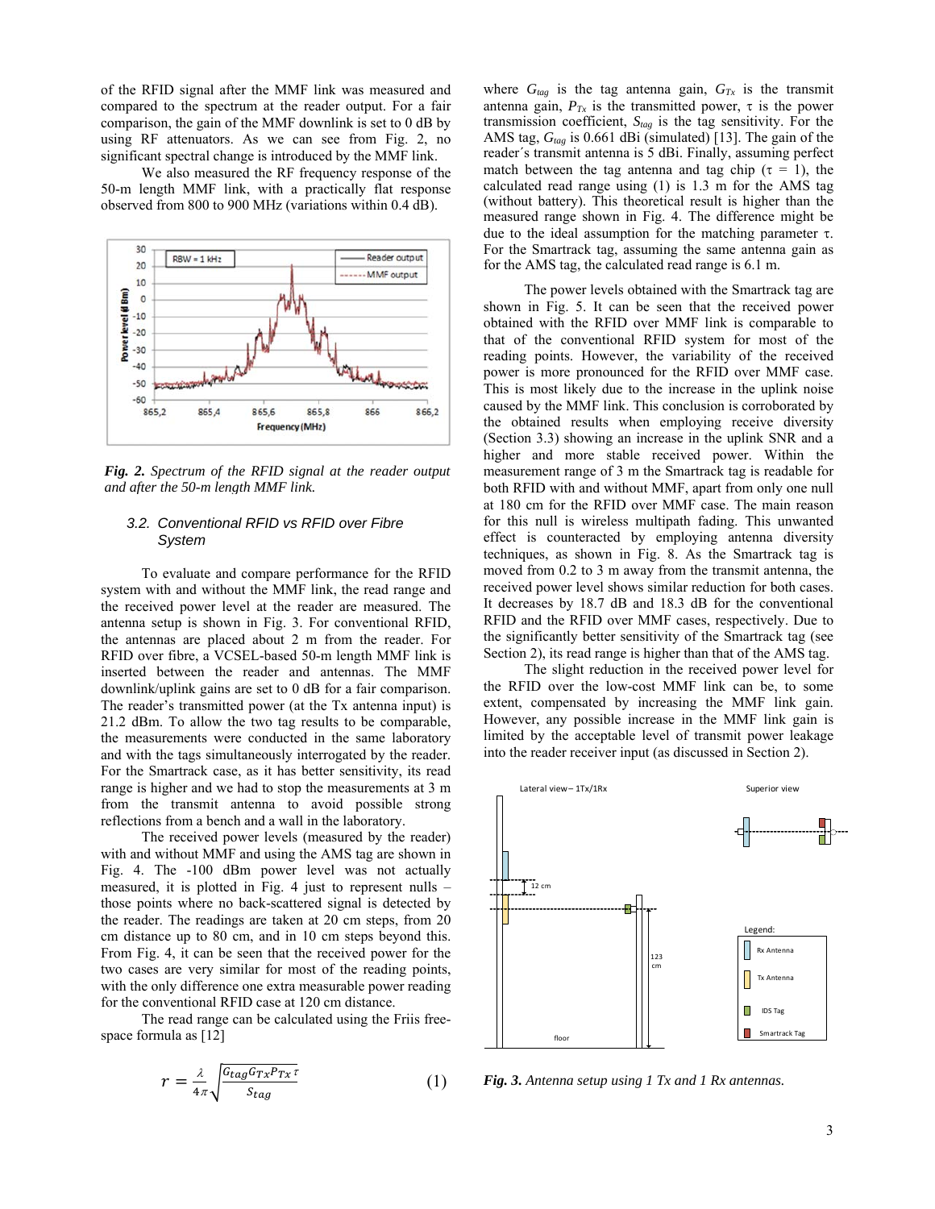of the RFID signal after the MMF link was measured and compared to the spectrum at the reader output. For a fair comparison, the gain of the MMF downlink is set to 0 dB by using RF attenuators. As we can see from Fig. 2, no significant spectral change is introduced by the MMF link.

We also measured the RF frequency response of the 50-m length MMF link, with a practically flat response observed from 800 to 900 MHz (variations within 0.4 dB).

***Fig. 2.*** *Spectrum of the RFID signal at the reader output and after the 50-m length MMF link.*

### *3.2. Conventional RFID vs RFID over Fibre System*

To evaluate and compare performance for the RFID system with and without the MMF link, the read range and the received power level at the reader are measured. The antenna setup is shown in Fig. 3. For conventional RFID, the antennas are placed about 2 m from the reader. For RFID over fibre, a VCSEL-based 50-m length MMF link is inserted between the reader and antennas. The MMF downlink/uplink gains are set to 0 dB for a fair comparison. The reader's transmitted power (at the Tx antenna input) is 21.2 dBm. To allow the two tag results to be comparable, the measurements were conducted in the same laboratory and with the tags simultaneously interrogated by the reader. For the Smartrack case, as it has better sensitivity, its read range is higher and we had to stop the measurements at 3 m from the transmit antenna to avoid possible strong reflections from a bench and a wall in the laboratory.

The received power levels (measured by the reader) with and without MMF and using the AMS tag are shown in Fig. 4. The -100 dBm power level was not actually measured, it is plotted in Fig. 4 just to represent nulls – those points where no back-scattered signal is detected by the reader. The readings are taken at 20 cm steps, from 20 cm distance up to 80 cm, and in 10 cm steps beyond this. From Fig. 4, it can be seen that the received power for the two cases are very similar for most of the reading points, with the only difference one extra measurable power reading for the conventional RFID case at 120 cm distance.

The read range can be calculated using the Friis free-space formula as [12]

$$r = \frac{\lambda}{4\pi}\sqrt{\frac{G_{tag}G_{Tx}P_{Tx}\tau}{S_{tag}}} \qquad (1)$$

where $G_{tag}$ is the tag antenna gain, $G_{Tx}$ is the transmit antenna gain, $P_{Tx}$ is the transmitted power, $\tau$ is the power transmission coefficient, $S_{tag}$ is the tag sensitivity. For the AMS tag, $G_{tag}$ is 0.661 dBi (simulated) [13]. The gain of the reader's transmit antenna is 5 dBi. Finally, assuming perfect match between the tag antenna and tag chip ($\tau$ = 1), the calculated read range using (1) is 1.3 m for the AMS tag (without battery). This theoretical result is higher than the measured range shown in Fig. 4. The difference might be due to the ideal assumption for the matching parameter $\tau$. For the Smartrack tag, assuming the same antenna gain as for the AMS tag, the calculated read range is 6.1 m.

The power levels obtained with the Smartrack tag are shown in Fig. 5. It can be seen that the received power obtained with the RFID over MMF link is comparable to that of the conventional RFID system for most of the reading points. However, the variability of the received power is more pronounced for the RFID over MMF case. This is most likely due to the increase in the uplink noise caused by the MMF link. This conclusion is corroborated by the obtained results when employing receive diversity (Section 3.3) showing an increase in the uplink SNR and a higher and more stable received power. Within the measurement range of 3 m the Smartrack tag is readable for both RFID with and without MMF, apart from only one null at 180 cm for the RFID over MMF case. The main reason for this null is wireless multipath fading. This unwanted effect is counteracted by employing antenna diversity techniques, as shown in Fig. 8. As the Smartrack tag is moved from 0.2 to 3 m away from the transmit antenna, the received power level shows similar reduction for both cases. It decreases by 18.7 dB and 18.3 dB for the conventional RFID and the RFID over MMF cases, respectively. Due to the significantly better sensitivity of the Smartrack tag (see Section 2), its read range is higher than that of the AMS tag.

The slight reduction in the received power level for the RFID over the low-cost MMF link can be, to some extent, compensated by increasing the MMF link gain. However, any possible increase in the MMF link gain is limited by the acceptable level of transmit power leakage into the reader receiver input (as discussed in Section 2).

***Fig. 3.*** *Antenna setup using 1 Tx and 1 Rx antennas.*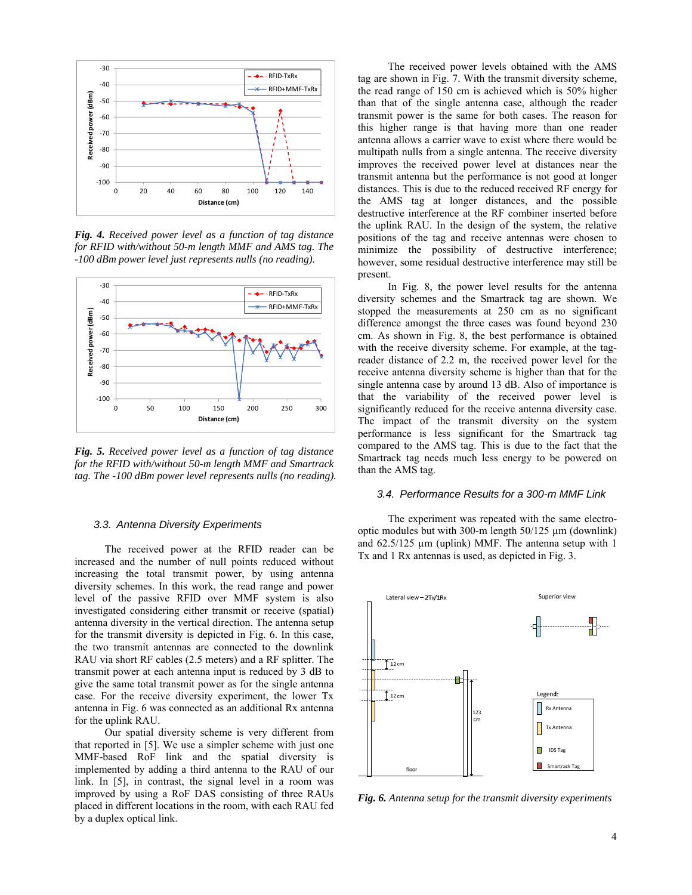*Fig. 4. Received power level as a function of tag distance for RFID with/without 50-m length MMF and AMS tag. The -100 dBm power level just represents nulls (no reading).*

*Fig. 5. Received power level as a function of tag distance for the RFID with/without 50-m length MMF and Smartrack tag. The -100 dBm power level represents nulls (no reading).*

### 3.3. Antenna Diversity Experiments

The received power at the RFID reader can be increased and the number of null points reduced without increasing the total transmit power, by using antenna diversity schemes. In this work, the read range and power level of the passive RFID over MMF system is also investigated considering either transmit or receive (spatial) antenna diversity in the vertical direction. The antenna setup for the transmit diversity is depicted in Fig. 6. In this case, the two transmit antennas are connected to the downlink RAU via short RF cables (2.5 meters) and a RF splitter. The transmit power at each antenna input is reduced by 3 dB to give the same total transmit power as for the single antenna case. For the receive diversity experiment, the lower Tx antenna in Fig. 6 was connected as an additional Rx antenna for the uplink RAU.

Our spatial diversity scheme is very different from that reported in [5]. We use a simpler scheme with just one MMF-based RoF link and the spatial diversity is implemented by adding a third antenna to the RAU of our link. In [5], in contrast, the signal level in a room was improved by using a RoF DAS consisting of three RAUs placed in different locations in the room, with each RAU fed by a duplex optical link.

The received power levels obtained with the AMS tag are shown in Fig. 7. With the transmit diversity scheme, the read range of 150 cm is achieved which is 50% higher than that of the single antenna case, although the reader transmit power is the same for both cases. The reason for this higher range is that having more than one reader antenna allows a carrier wave to exist where there would be multipath nulls from a single antenna. The receive diversity improves the received power level at distances near the transmit antenna but the performance is not good at longer distances. This is due to the reduced received RF energy for the AMS tag at longer distances, and the possible destructive interference at the RF combiner inserted before the uplink RAU. In the design of the system, the relative positions of the tag and receive antennas were chosen to minimize the possibility of destructive interference; however, some residual destructive interference may still be present.

In Fig. 8, the power level results for the antenna diversity schemes and the Smartrack tag are shown. We stopped the measurements at 250 cm as no significant difference amongst the three cases was found beyond 230 cm. As shown in Fig. 8, the best performance is obtained with the receive diversity scheme. For example, at the tag-reader distance of 2.2 m, the received power level for the receive antenna diversity scheme is higher than that for the single antenna case by around 13 dB. Also of importance is that the variability of the received power level is significantly reduced for the receive antenna diversity case. The impact of the transmit diversity on the system performance is less significant for the Smartrack tag compared to the AMS tag. This is due to the fact that the Smartrack tag needs much less energy to be powered on than the AMS tag.

### 3.4. Performance Results for a 300-m MMF Link

The experiment was repeated with the same electro-optic modules but with 300-m length 50/125 µm (downlink) and 62.5/125 µm (uplink) MMF. The antenna setup with 1 Tx and 1 Rx antennas is used, as depicted in Fig. 3.

*Fig. 6. Antenna setup for the transmit diversity experiments*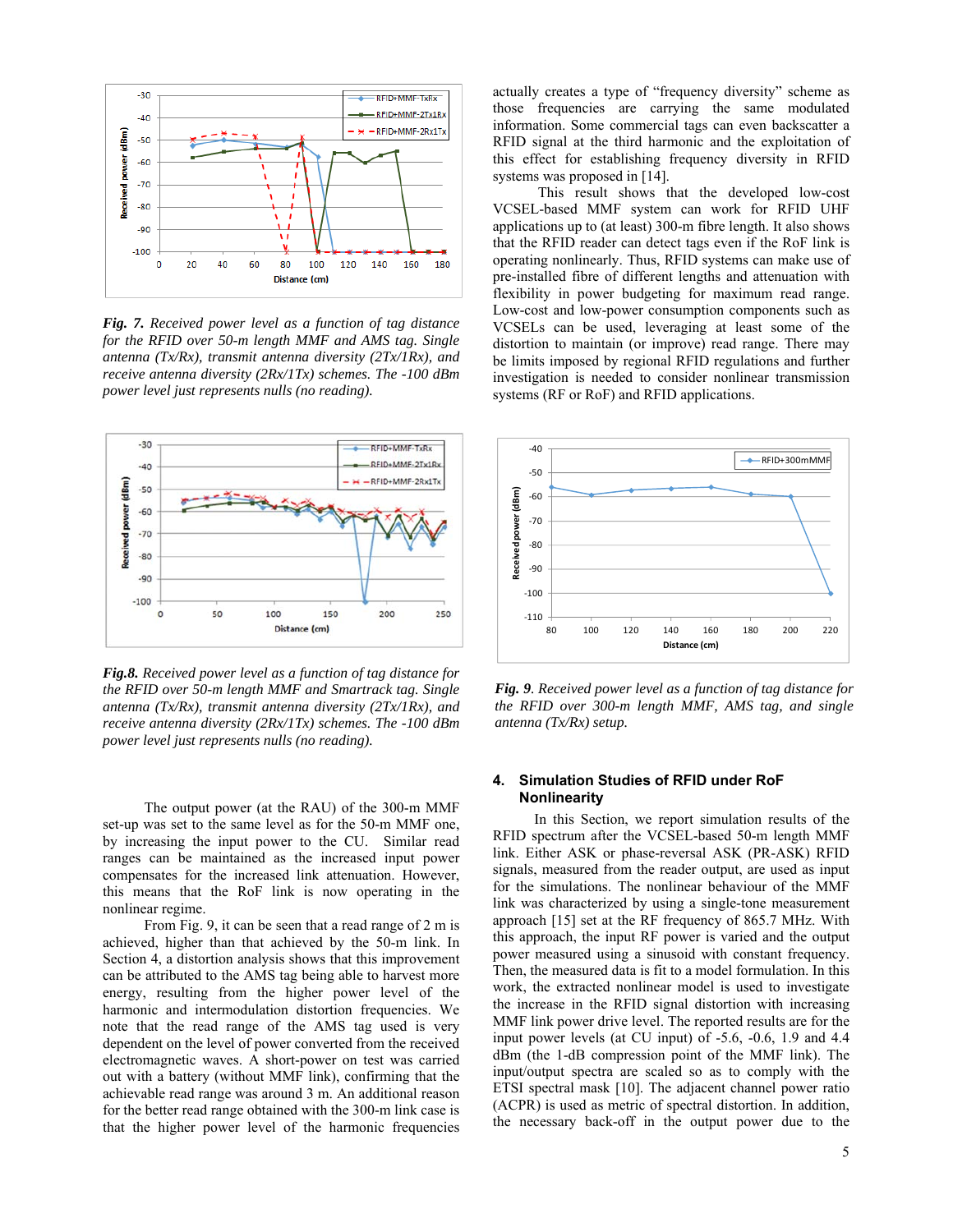*Fig. 7. Received power level as a function of tag distance for the RFID over 50-m length MMF and AMS tag. Single antenna (Tx/Rx), transmit antenna diversity (2Tx/1Rx), and receive antenna diversity (2Rx/1Tx) schemes. The -100 dBm power level just represents nulls (no reading).*

*Fig.8. Received power level as a function of tag distance for the RFID over 50-m length MMF and Smartrack tag. Single antenna (Tx/Rx), transmit antenna diversity (2Tx/1Rx), and receive antenna diversity (2Rx/1Tx) schemes. The -100 dBm power level just represents nulls (no reading).*

The output power (at the RAU) of the 300-m MMF set-up was set to the same level as for the 50-m MMF one, by increasing the input power to the CU. Similar read ranges can be maintained as the increased input power compensates for the increased link attenuation. However, this means that the RoF link is now operating in the nonlinear regime.

From Fig. 9, it can be seen that a read range of 2 m is achieved, higher than that achieved by the 50-m link. In Section 4, a distortion analysis shows that this improvement can be attributed to the AMS tag being able to harvest more energy, resulting from the higher power level of the harmonic and intermodulation distortion frequencies. We note that the read range of the AMS tag used is very dependent on the level of power converted from the received electromagnetic waves. A short-power test was carried out with a battery (without MMF link), confirming that the achievable read range was around 3 m. An additional reason for the better read range obtained with the 300-m link case is that the higher power level of the harmonic frequencies actually creates a type of "frequency diversity" scheme as those frequencies are carrying the same modulated information. Some commercial tags can even backscatter a RFID signal at the third harmonic and the exploitation of this effect for establishing frequency diversity in RFID systems was proposed in [14].

This result shows that the developed low-cost VCSEL-based MMF system can work for RFID UHF applications up to (at least) 300-m fibre length. It also shows that the RFID reader can detect tags even if the RoF link is operating nonlinearly. Thus, RFID systems can make use of pre-installed fibre of different lengths and attenuation with flexibility in power budgeting for maximum read range. Low-cost and low-power consumption components such as VCSELs can be used, leveraging at least some of the distortion to maintain (or improve) read range. There may be limits imposed by regional RFID regulations and further investigation is needed to consider nonlinear transmission systems (RF or RoF) and RFID applications.

*Fig. 9. Received power level as a function of tag distance for the RFID over 300-m length MMF, AMS tag, and single antenna (Tx/Rx) setup.*

## 4. Simulation Studies of RFID under RoF Nonlinearity

In this Section, we report simulation results of the RFID spectrum after the VCSEL-based 50-m length MMF link. Either ASK or phase-reversal ASK (PR-ASK) RFID signals, measured from the reader output, are used as input for the simulations. The nonlinear behaviour of the MMF link was characterized by using a single-tone measurement approach [15] set at the RF frequency of 865.7 MHz. With this approach, the input RF power is varied and the output power measured using a sinusoid with constant frequency. Then, the measured data is fit to a model formulation. In this work, the extracted nonlinear model is used to investigate the increase in the RFID signal distortion with increasing MMF link power drive level. The reported results are for the input power levels (at CU input) of -5.6, -0.6, 1.9 and 4.4 dBm (the 1-dB compression point of the MMF link). The input/output spectra are scaled so as to comply with the ETSI spectral mask [10]. The adjacent channel power ratio (ACPR) is used as metric of spectral distortion. In addition, the necessary back-off in the output power due to the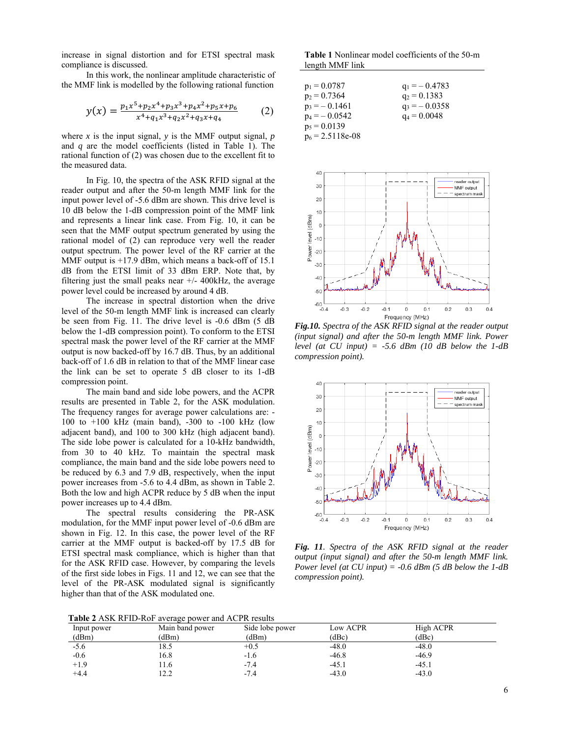increase in signal distortion and for ETSI spectral mask compliance is discussed.

In this work, the nonlinear amplitude characteristic of the MMF link is modelled by the following rational function

$$y(x) = \frac{p_1x^5+p_2x^4+p_3x^3+p_4x^2+p_5x+p_6}{x^4+q_1x^3+q_2x^2+q_3x+q_4} \qquad (2)$$

where $x$ is the input signal, $y$ is the MMF output signal, $p$ and $q$ are the model coefficients (listed in Table 1). The rational function of (2) was chosen due to the excellent fit to the measured data.

In Fig. 10, the spectra of the ASK RFID signal at the reader output and after the 50-m length MMF link for the input power level of -5.6 dBm are shown. This drive level is 10 dB below the 1-dB compression point of the MMF link and represents a linear link case. From Fig. 10, it can be seen that the MMF output spectrum generated by using the rational model of (2) can reproduce very well the reader output spectrum. The power level of the RF carrier at the MMF output is +17.9 dBm, which means a back-off of 15.1 dB from the ETSI limit of 33 dBm ERP. Note that, by filtering just the small peaks near +/- 400kHz, the average power level could be increased by around 4 dB.

The increase in spectral distortion when the drive level of the 50-m length MMF link is increased can clearly be seen from Fig. 11. The drive level is -0.6 dBm (5 dB below the 1-dB compression point). To conform to the ETSI spectral mask the power level of the RF carrier at the MMF output is now backed-off by 16.7 dB. Thus, by an additional back-off of 1.6 dB in relation to that of the MMF linear case the link can be set to operate 5 dB closer to its 1-dB compression point.

The main band and side lobe powers, and the ACPR results are presented in Table 2, for the ASK modulation. The frequency ranges for average power calculations are: -100 to +100 kHz (main band), -300 to -100 kHz (low adjacent band), and 100 to 300 kHz (high adjacent band). The side lobe power is calculated for a 10-kHz bandwidth, from 30 to 40 kHz. To maintain the spectral mask compliance, the main band and the side lobe powers need to be reduced by 6.3 and 7.9 dB, respectively, when the input power increases from -5.6 to 4.4 dBm, as shown in Table 2. Both the low and high ACPR reduce by 5 dB when the input power increases up to 4.4 dBm.

The spectral results considering the PR-ASK modulation, for the MMF input power level of -0.6 dBm are shown in Fig. 12. In this case, the power level of the RF carrier at the MMF output is backed-off by 17.5 dB for ETSI spectral mask compliance, which is higher than that for the ASK RFID case. However, by comparing the levels of the first side lobes in Figs. 11 and 12, we can see that the level of the PR-ASK modulated signal is significantly higher than that of the ASK modulated one.

**Table 1** Nonlinear model coefficients of the 50-m length MMF link

| | |
|---|---|
| $p_1 = 0.0787$ | $q_1 = -0.4783$ |
| $p_2 = 0.7364$ | $q_2 = 0.1383$ |
| $p_3 = -0.1461$ | $q_3 = -0.0358$ |
| $p_4 = -0.0542$ | $q_4 = 0.0048$ |
| $p_5 = 0.0139$ | |
| $p_6 = 2.5118\text{e-}08$ | |

***Fig.10.*** *Spectra of the ASK RFID signal at the reader output (input signal) and after the 50-m length MMF link. Power level (at CU input) = -5.6 dBm (10 dB below the 1-dB compression point).*

***Fig. 11****. Spectra of the ASK RFID signal at the reader output (input signal) and after the 50-m length MMF link. Power level (at CU input) = -0.6 dBm (5 dB below the 1-dB compression point).*

**Table 2** ASK RFID-RoF average power and ACPR results

| Input power (dBm) | Main band power (dBm) | Side lobe power (dBm) | Low ACPR (dBc) | High ACPR (dBc) |
|---|---|---|---|---|
| -5.6 | 18.5 | +0.5 | -48.0 | -48.0 |
| -0.6 | 16.8 | -1.6 | -46.8 | -46.9 |
| +1.9 | 11.6 | -7.4 | -45.1 | -45.1 |
| +4.4 | 12.2 | -7.4 | -43.0 | -43.0 |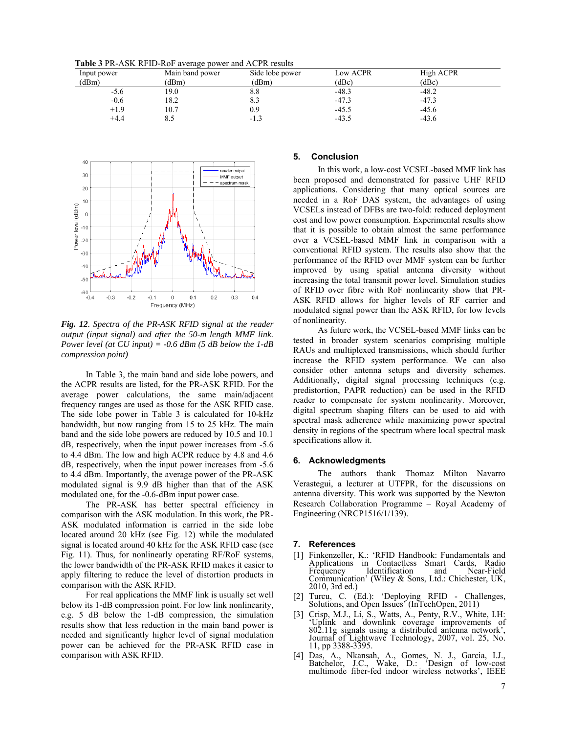**Table 3** PR-ASK RFID-RoF average power and ACPR results

| Input power (dBm) | Main band power (dBm) | Side lobe power (dBm) | Low ACPR (dBc) | High ACPR (dBc) |
|---|---|---|---|---|
| -5.6 | 19.0 | 8.8 | -48.3 | -48.2 |
| -0.6 | 18.2 | 8.3 | -47.3 | -47.3 |
| +1.9 | 10.7 | 0.9 | -45.5 | -45.6 |
| +4.4 | 8.5 | -1.3 | -43.5 | -43.6 |

*Fig. 12. Spectra of the PR-ASK RFID signal at the reader output (input signal) and after the 50-m length MMF link. Power level (at CU input) = -0.6 dBm (5 dB below the 1-dB compression point)*

In Table 3, the main band and side lobe powers, and the ACPR results are listed, for the PR-ASK RFID. For the average power calculations, the same main/adjacent frequency ranges are used as those for the ASK RFID case. The side lobe power in Table 3 is calculated for 10-kHz bandwidth, but now ranging from 15 to 25 kHz. The main band and the side lobe powers are reduced by 10.5 and 10.1 dB, respectively, when the input power increases from -5.6 to 4.4 dBm. The low and high ACPR reduce by 4.8 and 4.6 dB, respectively, when the input power increases from -5.6 to 4.4 dBm. Importantly, the average power of the PR-ASK modulated signal is 9.9 dB higher than that of the ASK modulated one, for the -0.6-dBm input power case.

The PR-ASK has better spectral efficiency in comparison with the ASK modulation. In this work, the PR-ASK modulated information is carried in the side lobe located around 20 kHz (see Fig. 12) while the modulated signal is located around 40 kHz for the ASK RFID case (see Fig. 11). Thus, for nonlinearly operating RF/RoF systems, the lower bandwidth of the PR-ASK RFID makes it easier to apply filtering to reduce the level of distortion products in comparison with the ASK RFID.

For real applications the MMF link is usually set well below its 1-dB compression point. For low link nonlinearity, e.g. 5 dB below the 1-dB compression, the simulation results show that less reduction in the main band power is needed and significantly higher level of signal modulation power can be achieved for the PR-ASK RFID case in comparison with ASK RFID.

## 5. Conclusion

In this work, a low-cost VCSEL-based MMF link has been proposed and demonstrated for passive UHF RFID applications. Considering that many optical sources are needed in a RoF DAS system, the advantages of using VCSELs instead of DFBs are two-fold: reduced deployment cost and low power consumption. Experimental results show that it is possible to obtain almost the same performance over a VCSEL-based MMF link in comparison with a conventional RFID system. The results also show that the performance of the RFID over MMF system can be further improved by using spatial antenna diversity without increasing the total transmit power level. Simulation studies of RFID over fibre with RoF nonlinearity show that PR-ASK RFID allows for higher levels of RF carrier and modulated signal power than the ASK RFID, for low levels of nonlinearity.

As future work, the VCSEL-based MMF links can be tested in broader system scenarios comprising multiple RAUs and multiplexed transmissions, which should further increase the RFID system performance. We can also consider other antenna setups and diversity schemes. Additionally, digital signal processing techniques (e.g. predistortion, PAPR reduction) can be used in the RFID reader to compensate for system nonlinearity. Moreover, digital spectrum shaping filters can be used to aid with spectral mask adherence while maximizing power spectral density in regions of the spectrum where local spectral mask specifications allow it.

## 6. Acknowledgments

The authors thank Thomaz Milton Navarro Verastegui, a lecturer at UTFPR, for the discussions on antenna diversity. This work was supported by the Newton Research Collaboration Programme – Royal Academy of Engineering (NRCP1516/1/139).

## 7. References

[1] Finkenzeller, K.: 'RFID Handbook: Fundamentals and Applications in Contactless Smart Cards, Radio Frequency Identification and Near-Field Communication' (Wiley & Sons, Ltd.: Chichester, UK, 2010, 3rd ed.)

[2] Turcu, C. (Ed.): 'Deploying RFID - Challenges, Solutions, and Open Issues' (InTechOpen, 2011)

[3] Crisp, M.J., Li, S., Watts, A., Penty, R.V., White, I.H: 'Uplink and downlink coverage improvements of 802.11g signals using a distributed antenna network', Journal of Lightwave Technology, 2007, vol. 25, No. 11, pp 3388-3395.

[4] Das, A., Nkansah, A., Gomes, N. J., Garcia, I.J., Batchelor, J.C., Wake, D.: 'Design of low-cost multimode fiber-fed indoor wireless networks', IEEE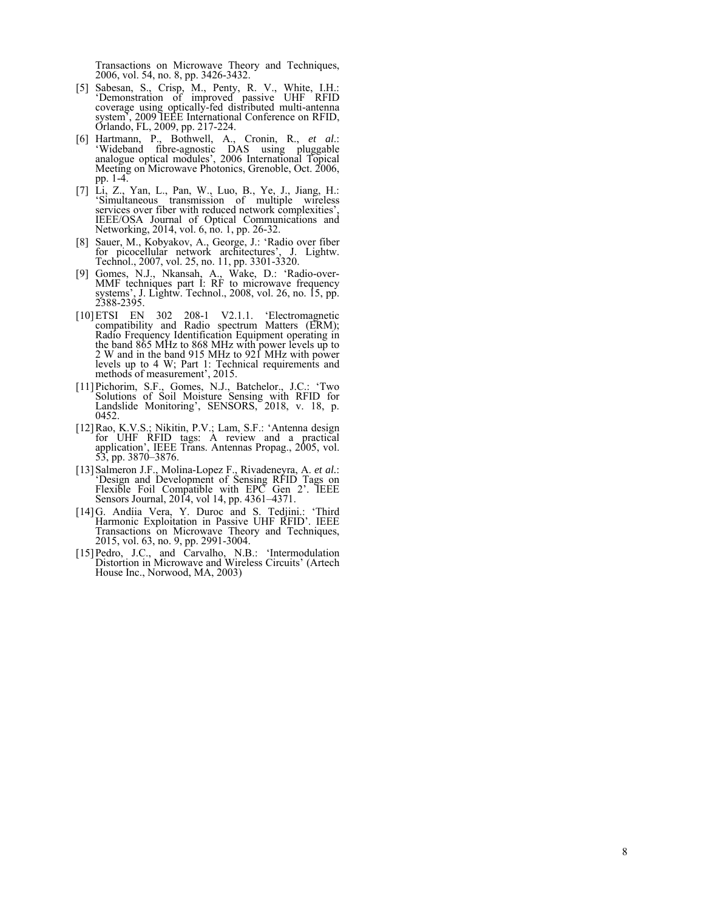Transactions on Microwave Theory and Techniques, 2006, vol. 54, no. 8, pp. 3426-3432.

[5] Sabesan, S., Crisp, M., Penty, R. V., White, I.H.: 'Demonstration of improved passive UHF RFID coverage using optically-fed distributed multi-antenna system', 2009 IEEE International Conference on RFID, Orlando, FL, 2009, pp. 217-224.

[6] Hartmann, P., Bothwell, A., Cronin, R., *et al.*: 'Wideband fibre-agnostic DAS using pluggable analogue optical modules', 2006 International Topical Meeting on Microwave Photonics, Grenoble, Oct. 2006, pp. 1-4.

[7] Li, Z., Yan, L., Pan, W., Luo, B., Ye, J., Jiang, H.: 'Simultaneous transmission of multiple wireless services over fiber with reduced network complexities', IEEE/OSA Journal of Optical Communications and Networking, 2014, vol. 6, no. 1, pp. 26-32.

[8] Sauer, M., Kobyakov, A., George, J.: 'Radio over fiber for picocellular network architectures', J. Lightw. Technol., 2007, vol. 25, no. 11, pp. 3301-3320.

[9] Gomes, N.J., Nkansah, A., Wake, D.: 'Radio-over-MMF techniques part I: RF to microwave frequency systems', J. Lightw. Technol., 2008, vol. 26, no. 15, pp. 2388-2395.

[10] ETSI EN 302 208-1 V2.1.1. 'Electromagnetic compatibility and Radio spectrum Matters (ERM); Radio Frequency Identification Equipment operating in the band 865 MHz to 868 MHz with power levels up to 2 W and in the band 915 MHz to 921 MHz with power levels up to 4 W; Part 1: Technical requirements and methods of measurement', 2015.

[11] Pichorim, S.F., Gomes, N.J., Batchelor., J.C.: 'Two Solutions of Soil Moisture Sensing with RFID for Landslide Monitoring', SENSORS, 2018, v. 18, p. 0452.

[12] Rao, K.V.S.; Nikitin, P.V.; Lam, S.F.: 'Antenna design for UHF RFID tags: A review and a practical application', IEEE Trans. Antennas Propag., 2005, vol. 53, pp. 3870–3876.

[13] Salmeron J.F., Molina-Lopez F., Rivadeneyra, A. *et al.*: 'Design and Development of Sensing RFID Tags on Flexible Foil Compatible with EPC Gen 2'. IEEE Sensors Journal, 2014, vol 14, pp. 4361–4371.

[14] G. Andíia Vera, Y. Duroc and S. Tedjini.: 'Third Harmonic Exploitation in Passive UHF RFID'. IEEE Transactions on Microwave Theory and Techniques, 2015, vol. 63, no. 9, pp. 2991-3004.

[15] Pedro, J.C., and Carvalho, N.B.: 'Intermodulation Distortion in Microwave and Wireless Circuits' (Artech House Inc., Norwood, MA, 2003)